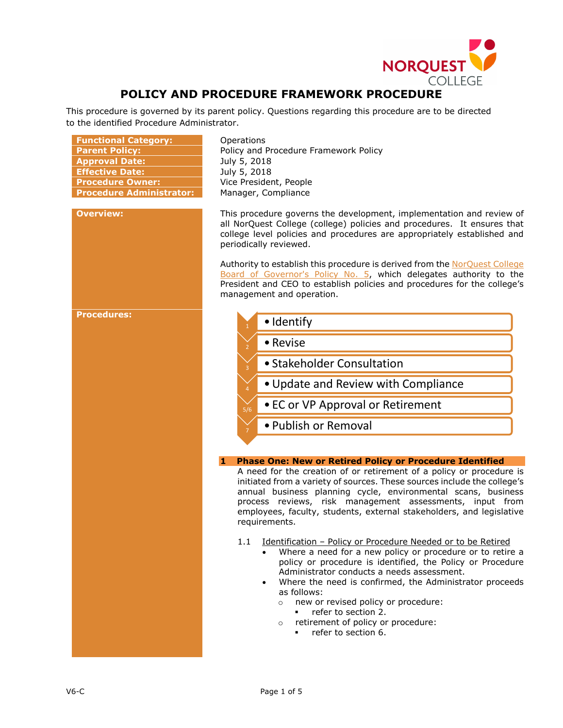# POLICY AND PROCEDURE FRAMEWORK PROCEDURE

This procedure is governed by its parent policy. Questions regarding this procedure are to be directed to the identified Procedure Administrator.

| | |
|---|---|
| **Functional Category:** | Operations |
| **Parent Policy:** | Policy and Procedure Framework Policy |
| **Approval Date:** | July 5, 2018 |
| **Effective Date:** | July 5, 2018 |
| **Procedure Owner:** | Vice President, People |
| **Procedure Administrator:** | Manager, Compliance |

**Overview:**

This procedure governs the development, implementation and review of all NorQuest College (college) policies and procedures. It ensures that college level policies and procedures are appropriately established and periodically reviewed.

Authority to establish this procedure is derived from the [NorQuest College Board of Governor's Policy No. 5](), which delegates authority to the President and CEO to establish policies and procedures for the college's management and operation.

**Procedures:**

1. Identify
2. Revise
3. Stakeholder Consultation
4. Update and Review with Compliance
5/6. EC or VP Approval or Retirement
7. Publish or Removal

## 1 Phase One: New or Retired Policy or Procedure Identified

A need for the creation of or retirement of a policy or procedure is initiated from a variety of sources. These sources include the college's annual business planning cycle, environmental scans, business process reviews, risk management assessments, input from employees, faculty, students, external stakeholders, and legislative requirements.

1.1 Identification – Policy or Procedure Needed or to be Retired

- Where a need for a new policy or procedure or to retire a policy or procedure is identified, the Policy or Procedure Administrator conducts a needs assessment.
- Where the need is confirmed, the Administrator proceeds as follows:
  - new or revised policy or procedure:
    - refer to section 2.
  - retirement of policy or procedure:
    - refer to section 6.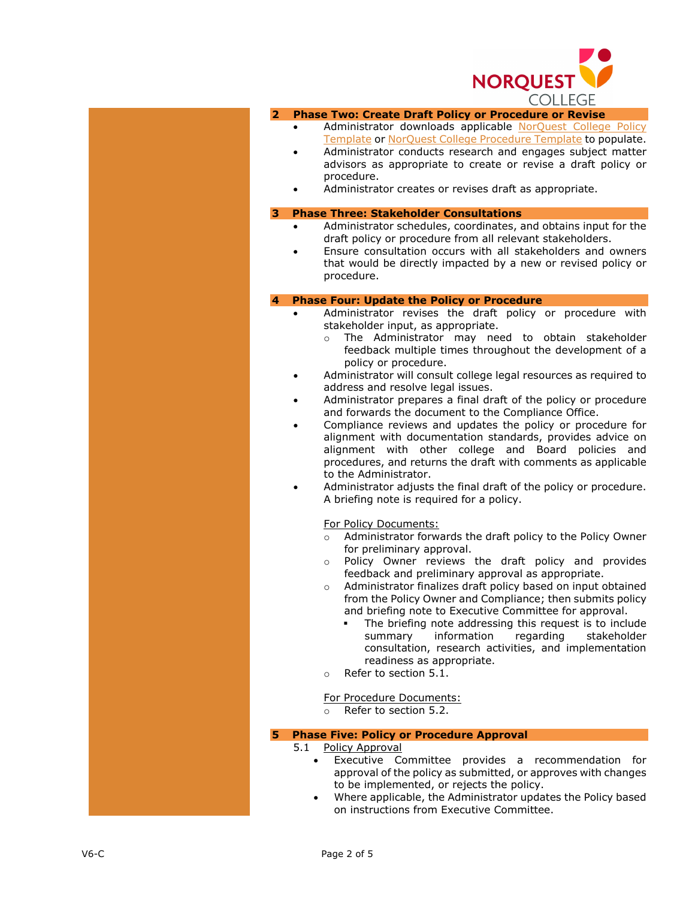## 2 Phase Two: Create Draft Policy or Procedure or Revise

- Administrator downloads applicable NorQuest College Policy Template or NorQuest College Procedure Template to populate.
- Administrator conducts research and engages subject matter advisors as appropriate to create or revise a draft policy or procedure.
- Administrator creates or revises draft as appropriate.

## 3 Phase Three: Stakeholder Consultations

- Administrator schedules, coordinates, and obtains input for the draft policy or procedure from all relevant stakeholders.
- Ensure consultation occurs with all stakeholders and owners that would be directly impacted by a new or revised policy or procedure.

## 4 Phase Four: Update the Policy or Procedure

- Administrator revises the draft policy or procedure with stakeholder input, as appropriate.
  - The Administrator may need to obtain stakeholder feedback multiple times throughout the development of a policy or procedure.
- Administrator will consult college legal resources as required to address and resolve legal issues.
- Administrator prepares a final draft of the policy or procedure and forwards the document to the Compliance Office.
- Compliance reviews and updates the policy or procedure for alignment with documentation standards, provides advice on alignment with other college and Board policies and procedures, and returns the draft with comments as applicable to the Administrator.
- Administrator adjusts the final draft of the policy or procedure. A briefing note is required for a policy.

  For Policy Documents:
  - Administrator forwards the draft policy to the Policy Owner for preliminary approval.
  - Policy Owner reviews the draft policy and provides feedback and preliminary approval as appropriate.
  - Administrator finalizes draft policy based on input obtained from the Policy Owner and Compliance; then submits policy and briefing note to Executive Committee for approval.
    - The briefing note addressing this request is to include summary information regarding stakeholder consultation, research activities, and implementation readiness as appropriate.
  - Refer to section 5.1.

  For Procedure Documents:
  - Refer to section 5.2.

## 5 Phase Five: Policy or Procedure Approval

5.1 Policy Approval

- Executive Committee provides a recommendation for approval of the policy as submitted, or approves with changes to be implemented, or rejects the policy.
- Where applicable, the Administrator updates the Policy based on instructions from Executive Committee.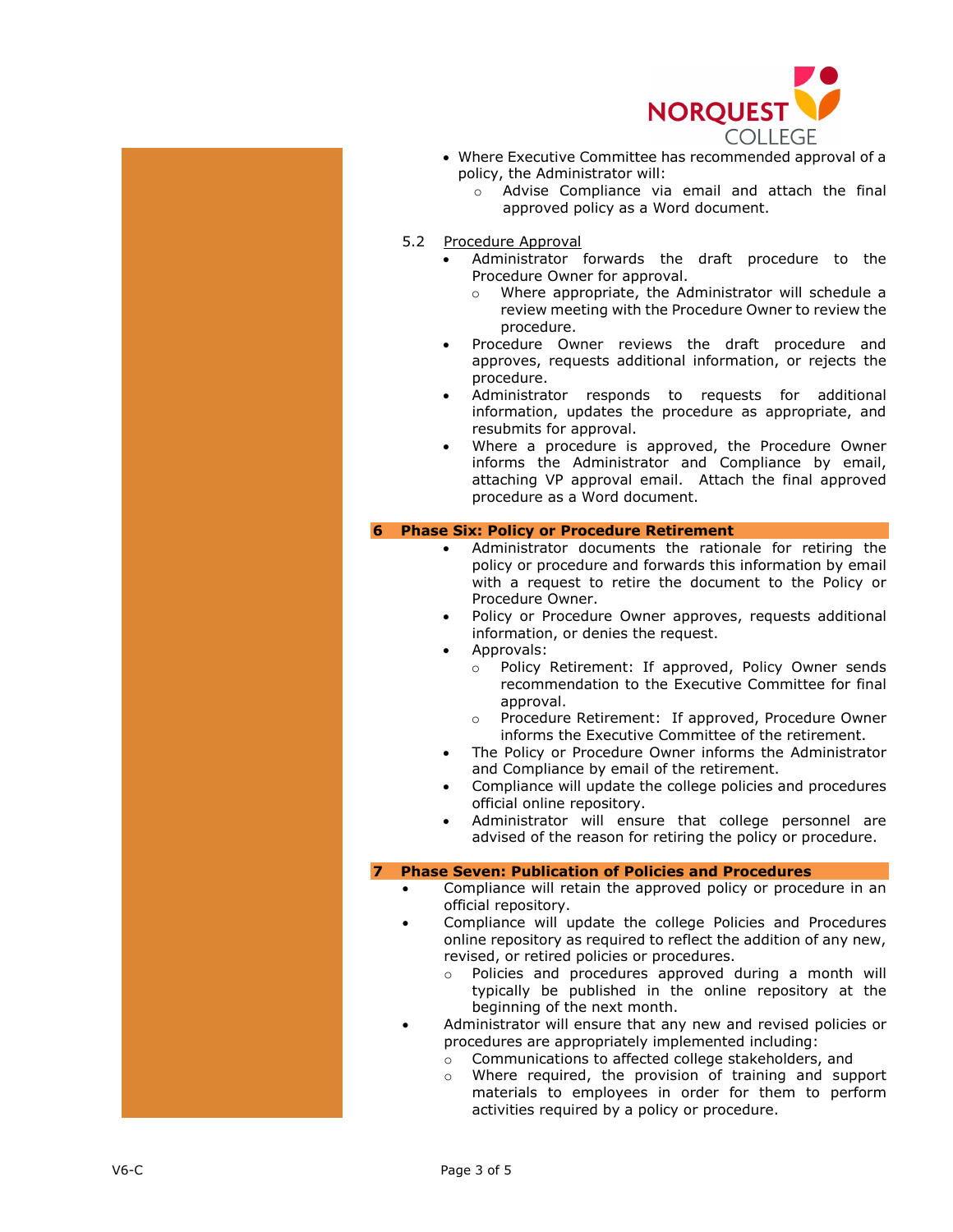- Where Executive Committee has recommended approval of a policy, the Administrator will:
  - Advise Compliance via email and attach the final approved policy as a Word document.

5.2 <u>Procedure Approval</u>

- Administrator forwards the draft procedure to the Procedure Owner for approval.
  - Where appropriate, the Administrator will schedule a review meeting with the Procedure Owner to review the procedure.
- Procedure Owner reviews the draft procedure and approves, requests additional information, or rejects the procedure.
- Administrator responds to requests for additional information, updates the procedure as appropriate, and resubmits for approval.
- Where a procedure is approved, the Procedure Owner informs the Administrator and Compliance by email, attaching VP approval email. Attach the final approved procedure as a Word document.

## 6 Phase Six: Policy or Procedure Retirement

- Administrator documents the rationale for retiring the policy or procedure and forwards this information by email with a request to retire the document to the Policy or Procedure Owner.
- Policy or Procedure Owner approves, requests additional information, or denies the request.
- Approvals:
  - Policy Retirement: If approved, Policy Owner sends recommendation to the Executive Committee for final approval.
  - Procedure Retirement: If approved, Procedure Owner informs the Executive Committee of the retirement.
- The Policy or Procedure Owner informs the Administrator and Compliance by email of the retirement.
- Compliance will update the college policies and procedures official online repository.
- Administrator will ensure that college personnel are advised of the reason for retiring the policy or procedure.

## 7 Phase Seven: Publication of Policies and Procedures

- Compliance will retain the approved policy or procedure in an official repository.
- Compliance will update the college Policies and Procedures online repository as required to reflect the addition of any new, revised, or retired policies or procedures.
  - Policies and procedures approved during a month will typically be published in the online repository at the beginning of the next month.
- Administrator will ensure that any new and revised policies or procedures are appropriately implemented including:
  - Communications to affected college stakeholders, and
  - Where required, the provision of training and support materials to employees in order for them to perform activities required by a policy or procedure.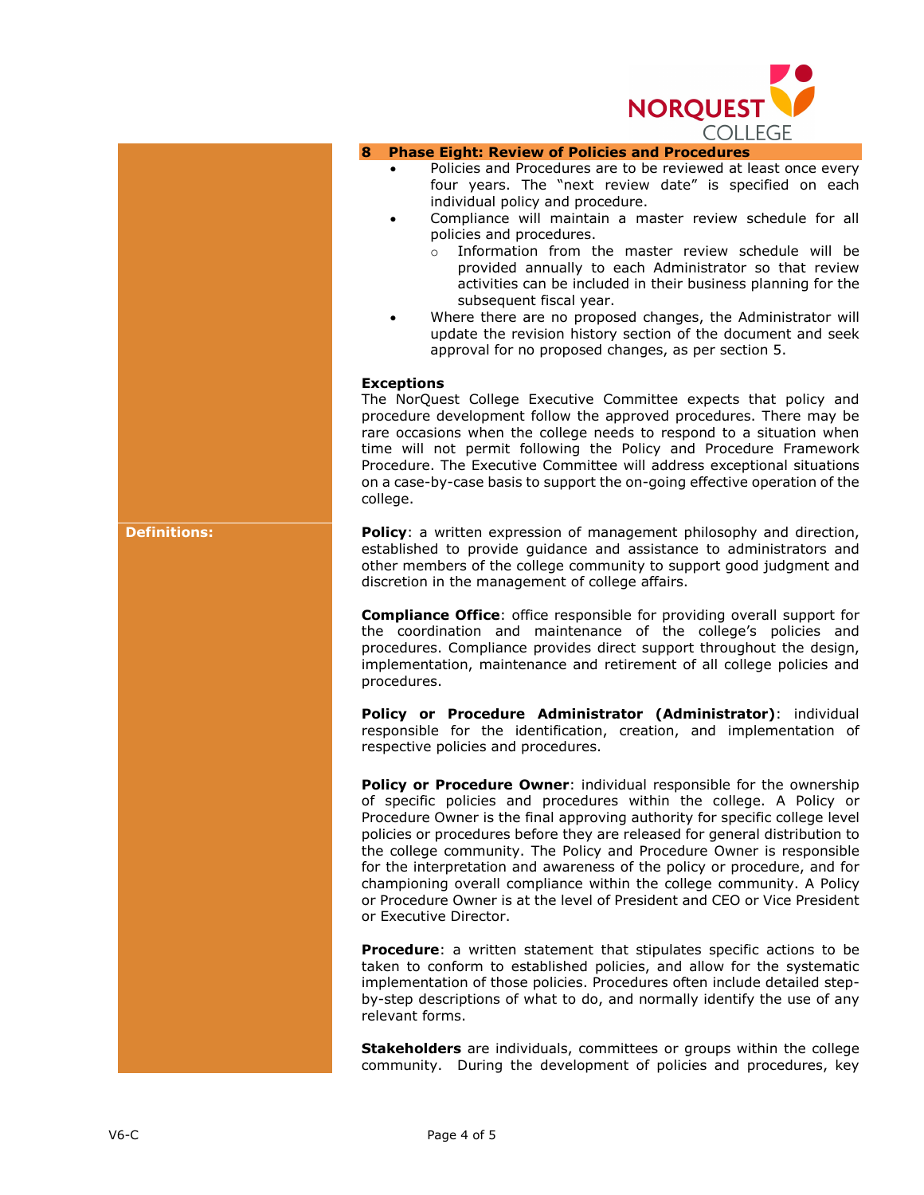### 8 Phase Eight: Review of Policies and Procedures

- Policies and Procedures are to be reviewed at least once every four years. The "next review date" is specified on each individual policy and procedure.
- Compliance will maintain a master review schedule for all policies and procedures.
  - Information from the master review schedule will be provided annually to each Administrator so that review activities can be included in their business planning for the subsequent fiscal year.
- Where there are no proposed changes, the Administrator will update the revision history section of the document and seek approval for no proposed changes, as per section 5.

**Exceptions**

The NorQuest College Executive Committee expects that policy and procedure development follow the approved procedures. There may be rare occasions when the college needs to respond to a situation when time will not permit following the Policy and Procedure Framework Procedure. The Executive Committee will address exceptional situations on a case-by-case basis to support the on-going effective operation of the college.

## Definitions:

**Policy**: a written expression of management philosophy and direction, established to provide guidance and assistance to administrators and other members of the college community to support good judgment and discretion in the management of college affairs.

**Compliance Office**: office responsible for providing overall support for the coordination and maintenance of the college's policies and procedures. Compliance provides direct support throughout the design, implementation, maintenance and retirement of all college policies and procedures.

**Policy or Procedure Administrator (Administrator)**: individual responsible for the identification, creation, and implementation of respective policies and procedures.

**Policy or Procedure Owner**: individual responsible for the ownership of specific policies and procedures within the college. A Policy or Procedure Owner is the final approving authority for specific college level policies or procedures before they are released for general distribution to the college community. The Policy and Procedure Owner is responsible for the interpretation and awareness of the policy or procedure, and for championing overall compliance within the college community. A Policy or Procedure Owner is at the level of President and CEO or Vice President or Executive Director.

**Procedure**: a written statement that stipulates specific actions to be taken to conform to established policies, and allow for the systematic implementation of those policies. Procedures often include detailed step-by-step descriptions of what to do, and normally identify the use of any relevant forms.

**Stakeholders** are individuals, committees or groups within the college community. During the development of policies and procedures, key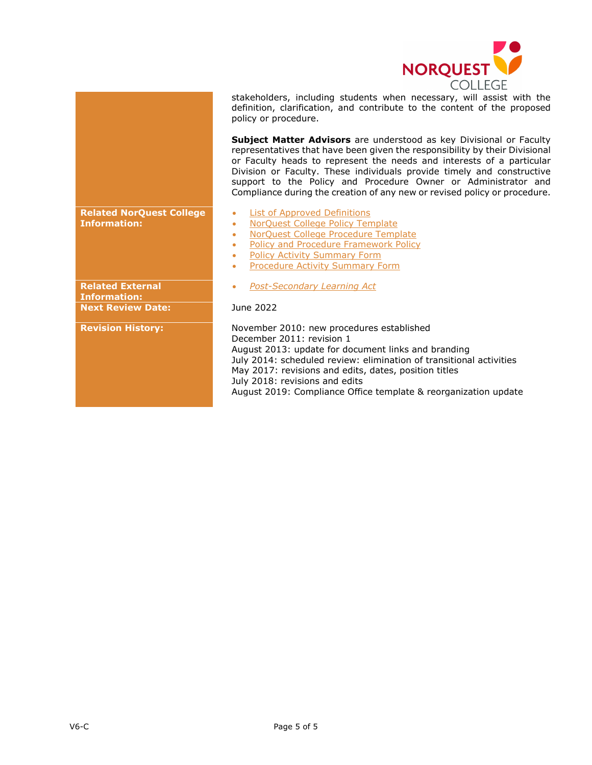| | |
|---|---|
| | stakeholders, including students when necessary, will assist with the definition, clarification, and contribute to the content of the proposed policy or procedure.<br><br>**Subject Matter Advisors** are understood as key Divisional or Faculty representatives that have been given the responsibility by their Divisional or Faculty heads to represent the needs and interests of a particular Division or Faculty. These individuals provide timely and constructive support to the Policy and Procedure Owner or Administrator and Compliance during the creation of any new or revised policy or procedure. |
| **Related NorQuest College Information:** | • List of Approved Definitions<br>• NorQuest College Policy Template<br>• NorQuest College Procedure Template<br>• Policy and Procedure Framework Policy<br>• Policy Activity Summary Form<br>• Procedure Activity Summary Form |
| **Related External Information:** | • *Post-Secondary Learning Act* |
| **Next Review Date:** | June 2022 |
| **Revision History:** | November 2010: new procedures established<br>December 2011: revision 1<br>August 2013: update for document links and branding<br>July 2014: scheduled review: elimination of transitional activities<br>May 2017: revisions and edits, dates, position titles<br>July 2018: revisions and edits<br>August 2019: Compliance Office template & reorganization update |

V6-C